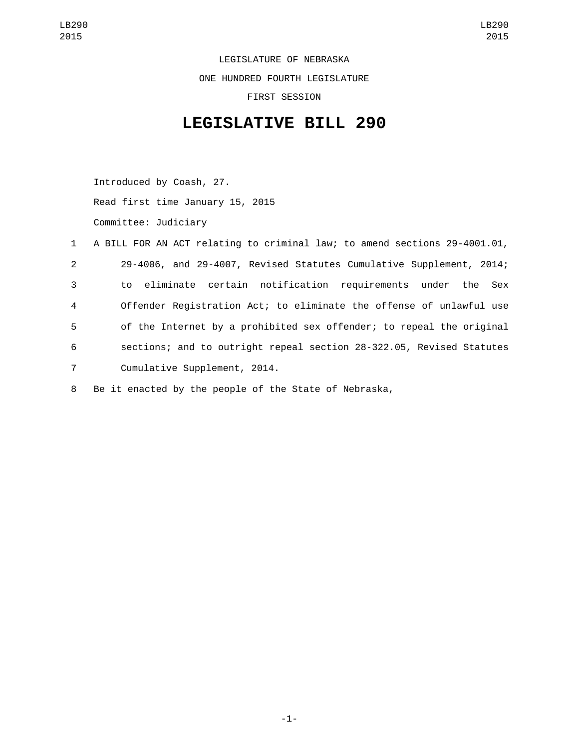LEGISLATURE OF NEBRASKA

ONE HUNDRED FOURTH LEGISLATURE

FIRST SESSION

# LEGISLATIVE BILL 290

Introduced by Coash, 27.

Read first time January 15, 2015

Committee: Judiciary

1 A BILL FOR AN ACT relating to criminal law; to amend sections 29-4001.01,
2 29-4006, and 29-4007, Revised Statutes Cumulative Supplement, 2014;
3 to eliminate certain notification requirements under the Sex
4 Offender Registration Act; to eliminate the offense of unlawful use
5 of the Internet by a prohibited sex offender; to repeal the original
6 sections; and to outright repeal section 28-322.05, Revised Statutes
7 Cumulative Supplement, 2014.

8 Be it enacted by the people of the State of Nebraska,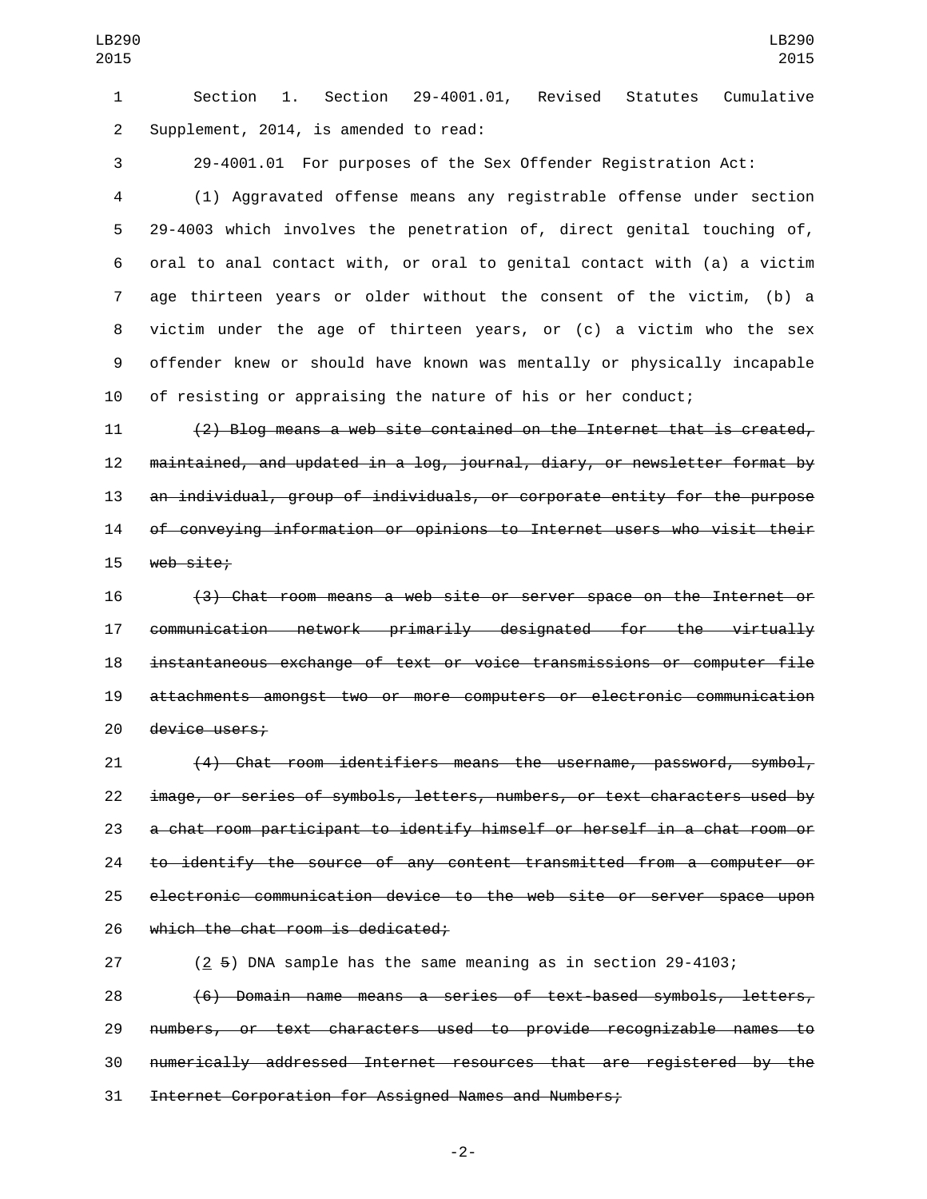Section 1. Section 29-4001.01, Revised Statutes Cumulative Supplement, 2014, is amended to read:

29-4001.01 For purposes of the Sex Offender Registration Act:

(1) Aggravated offense means any registrable offense under section 29-4003 which involves the penetration of, direct genital touching of, oral to anal contact with, or oral to genital contact with (a) a victim age thirteen years or older without the consent of the victim, (b) a victim under the age of thirteen years, or (c) a victim who the sex offender knew or should have known was mentally or physically incapable of resisting or appraising the nature of his or her conduct;

~~(2) Blog means a web site contained on the Internet that is created, maintained, and updated in a log, journal, diary, or newsletter format by an individual, group of individuals, or corporate entity for the purpose of conveying information or opinions to Internet users who visit their web site;~~

~~(3) Chat room means a web site or server space on the Internet or communication network primarily designated for the virtually instantaneous exchange of text or voice transmissions or computer file attachments amongst two or more computers or electronic communication device users;~~

~~(4) Chat room identifiers means the username, password, symbol, image, or series of symbols, letters, numbers, or text characters used by a chat room participant to identify himself or herself in a chat room or to identify the source of any content transmitted from a computer or electronic communication device to the web site or server space upon which the chat room is dedicated;~~

(2 ~~5~~) DNA sample has the same meaning as in section 29-4103;

~~(6) Domain name means a series of text-based symbols, letters, numbers, or text characters used to provide recognizable names to numerically addressed Internet resources that are registered by the Internet Corporation for Assigned Names and Numbers;~~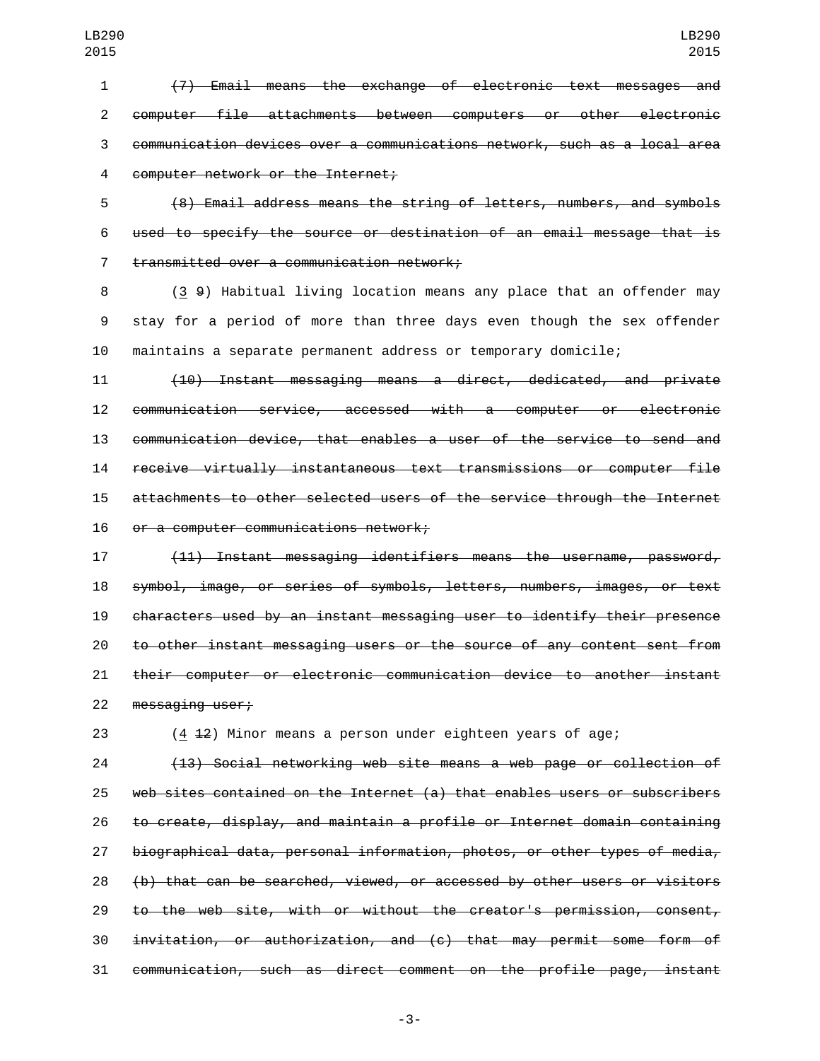~~(7) Email means the exchange of electronic text messages and computer file attachments between computers or other electronic communication devices over a communications network, such as a local area computer network or the Internet;~~

~~(8) Email address means the string of letters, numbers, and symbols used to specify the source or destination of an email message that is transmitted over a communication network;~~

(3 ~~9~~) Habitual living location means any place that an offender may stay for a period of more than three days even though the sex offender maintains a separate permanent address or temporary domicile;

~~(10) Instant messaging means a direct, dedicated, and private communication service, accessed with a computer or electronic communication device, that enables a user of the service to send and receive virtually instantaneous text transmissions or computer file attachments to other selected users of the service through the Internet or a computer communications network;~~

~~(11) Instant messaging identifiers means the username, password, symbol, image, or series of symbols, letters, numbers, images, or text characters used by an instant messaging user to identify their presence to other instant messaging users or the source of any content sent from their computer or electronic communication device to another instant messaging user;~~

(4 ~~12~~) Minor means a person under eighteen years of age;

~~(13) Social networking web site means a web page or collection of web sites contained on the Internet (a) that enables users or subscribers to create, display, and maintain a profile or Internet domain containing biographical data, personal information, photos, or other types of media, (b) that can be searched, viewed, or accessed by other users or visitors to the web site, with or without the creator's permission, consent, invitation, or authorization, and (c) that may permit some form of communication, such as direct comment on the profile page, instant~~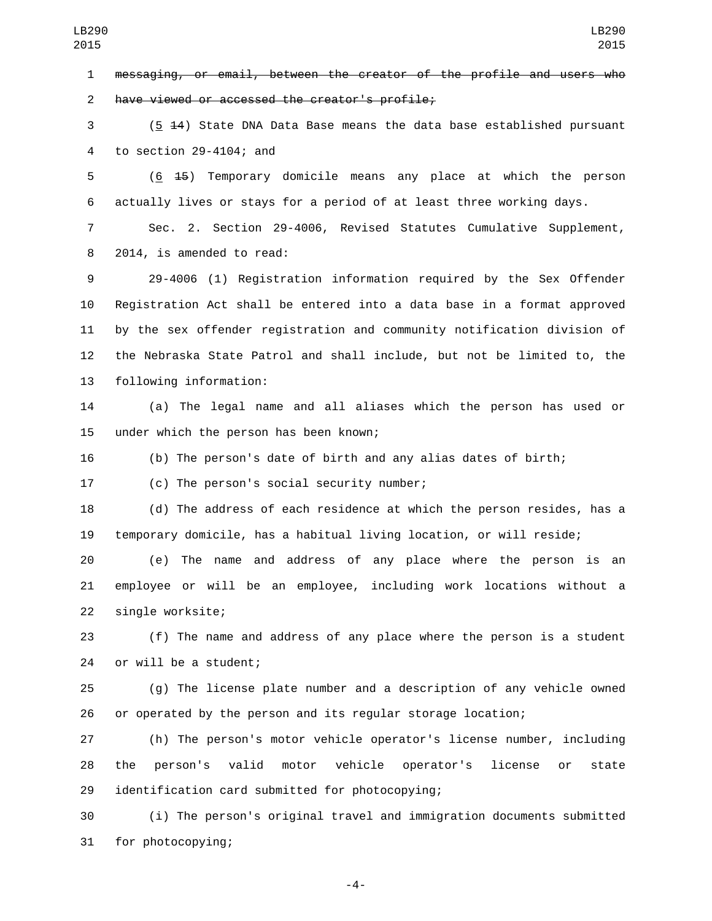~~messaging, or email, between the creator of the profile and users who have viewed or accessed the creator's profile;~~

(5 ~~14~~) State DNA Data Base means the data base established pursuant to section 29-4104; and

(6 ~~15~~) Temporary domicile means any place at which the person actually lives or stays for a period of at least three working days.

Sec. 2. Section 29-4006, Revised Statutes Cumulative Supplement, 2014, is amended to read:

29-4006 (1) Registration information required by the Sex Offender Registration Act shall be entered into a data base in a format approved by the sex offender registration and community notification division of the Nebraska State Patrol and shall include, but not be limited to, the following information:

(a) The legal name and all aliases which the person has used or under which the person has been known;

(b) The person's date of birth and any alias dates of birth;

(c) The person's social security number;

(d) The address of each residence at which the person resides, has a temporary domicile, has a habitual living location, or will reside;

(e) The name and address of any place where the person is an employee or will be an employee, including work locations without a single worksite;

(f) The name and address of any place where the person is a student or will be a student;

(g) The license plate number and a description of any vehicle owned or operated by the person and its regular storage location;

(h) The person's motor vehicle operator's license number, including the person's valid motor vehicle operator's license or state identification card submitted for photocopying;

(i) The person's original travel and immigration documents submitted for photocopying;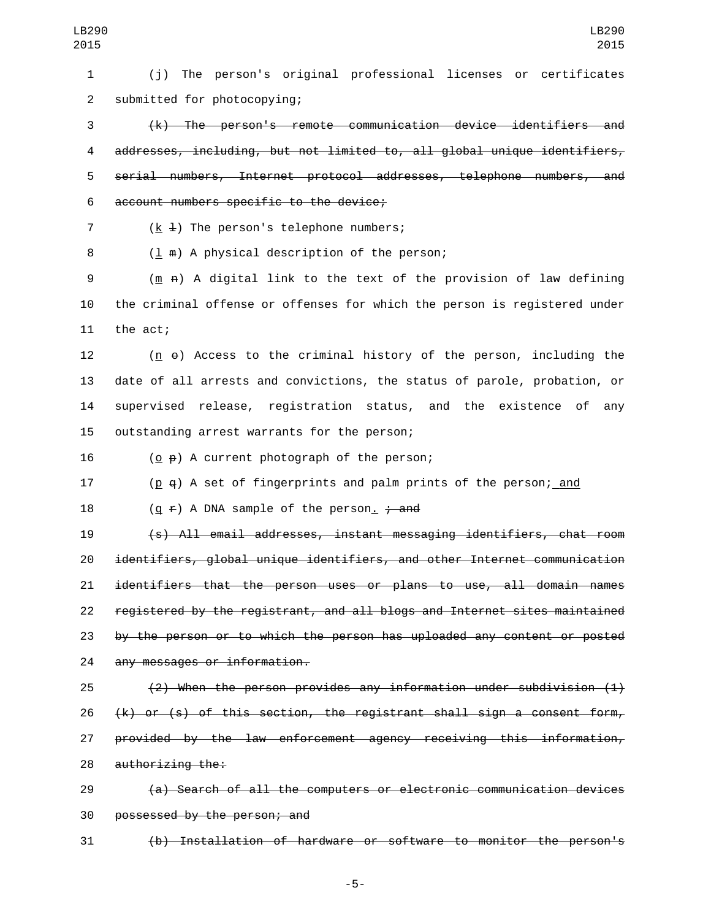(j) The person's original professional licenses or certificates submitted for photocopying;

~~(k) The person's remote communication device identifiers and addresses, including, but not limited to, all global unique identifiers, serial numbers, Internet protocol addresses, telephone numbers, and account numbers specific to the device;~~

(<u>k</u> ~~l~~) The person's telephone numbers;

(<u>l</u> ~~m~~) A physical description of the person;

(<u>m</u> ~~n~~) A digital link to the text of the provision of law defining the criminal offense or offenses for which the person is registered under the act;

(<u>n</u> ~~o~~) Access to the criminal history of the person, including the date of all arrests and convictions, the status of parole, probation, or supervised release, registration status, and the existence of any outstanding arrest warrants for the person;

(<u>o</u> ~~p~~) A current photograph of the person;

(<u>p</u> ~~q~~) A set of fingerprints and palm prints of the person;<u> and</u>

(<u>q</u> ~~r~~) A DNA sample of the person<u>.</u> ~~; and~~

~~(s) All email addresses, instant messaging identifiers, chat room identifiers, global unique identifiers, and other Internet communication identifiers that the person uses or plans to use, all domain names registered by the registrant, and all blogs and Internet sites maintained by the person or to which the person has uploaded any content or posted any messages or information.~~

~~(2) When the person provides any information under subdivision (1)(k) or (s) of this section, the registrant shall sign a consent form, provided by the law enforcement agency receiving this information, authorizing the:~~

~~(a) Search of all the computers or electronic communication devices possessed by the person; and~~

~~(b) Installation of hardware or software to monitor the person's~~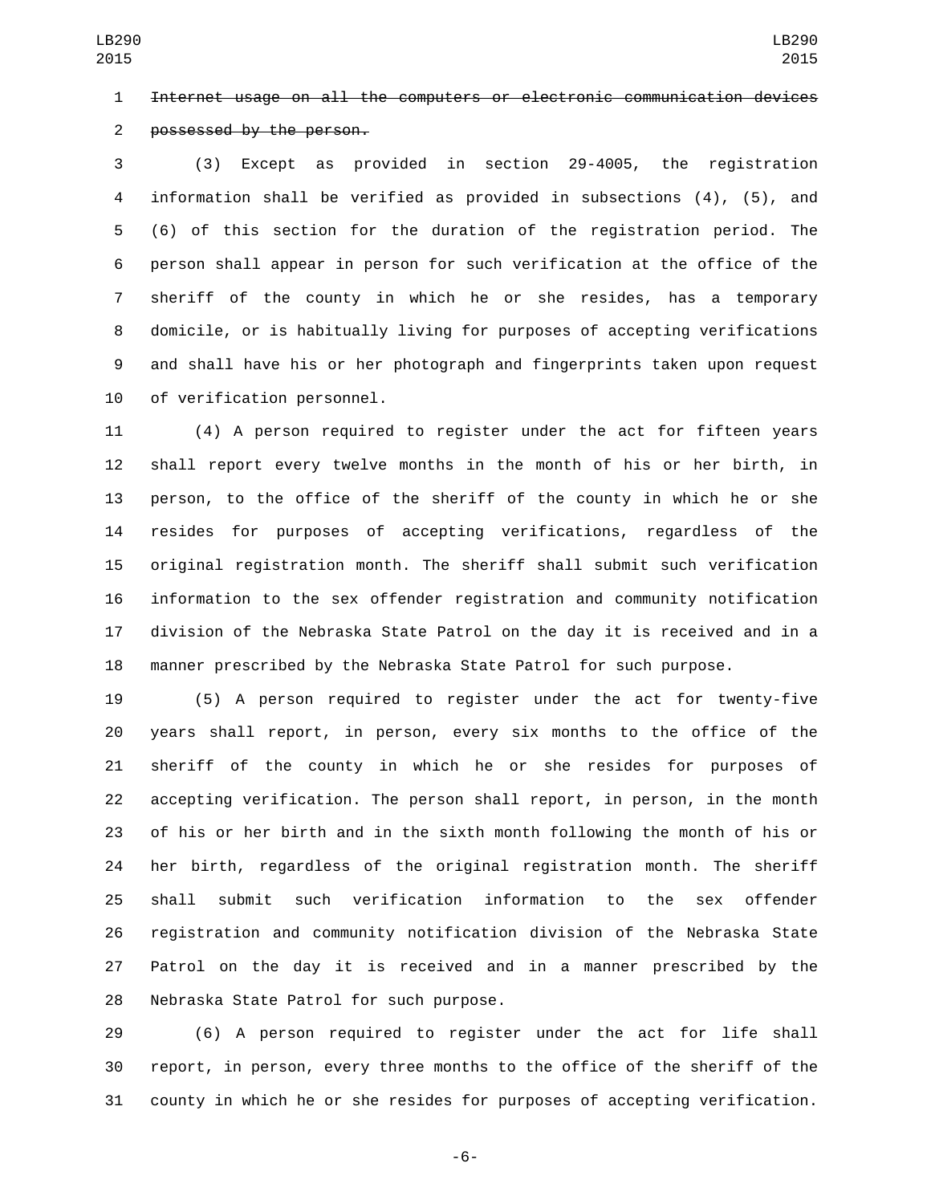~~Internet usage on all the computers or electronic communication devices possessed by the person.~~

(3) Except as provided in section 29-4005, the registration information shall be verified as provided in subsections (4), (5), and (6) of this section for the duration of the registration period. The person shall appear in person for such verification at the office of the sheriff of the county in which he or she resides, has a temporary domicile, or is habitually living for purposes of accepting verifications and shall have his or her photograph and fingerprints taken upon request of verification personnel.

(4) A person required to register under the act for fifteen years shall report every twelve months in the month of his or her birth, in person, to the office of the sheriff of the county in which he or she resides for purposes of accepting verifications, regardless of the original registration month. The sheriff shall submit such verification information to the sex offender registration and community notification division of the Nebraska State Patrol on the day it is received and in a manner prescribed by the Nebraska State Patrol for such purpose.

(5) A person required to register under the act for twenty-five years shall report, in person, every six months to the office of the sheriff of the county in which he or she resides for purposes of accepting verification. The person shall report, in person, in the month of his or her birth and in the sixth month following the month of his or her birth, regardless of the original registration month. The sheriff shall submit such verification information to the sex offender registration and community notification division of the Nebraska State Patrol on the day it is received and in a manner prescribed by the Nebraska State Patrol for such purpose.

(6) A person required to register under the act for life shall report, in person, every three months to the office of the sheriff of the county in which he or she resides for purposes of accepting verification.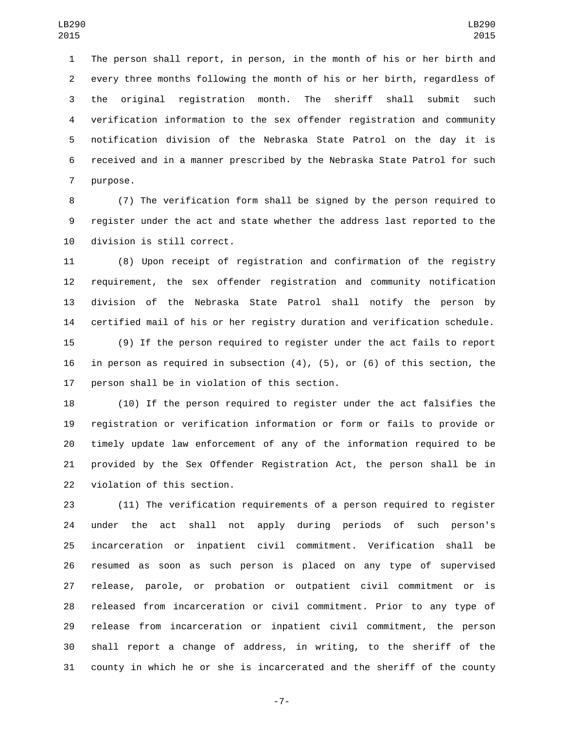The person shall report, in person, in the month of his or her birth and every three months following the month of his or her birth, regardless of the original registration month. The sheriff shall submit such verification information to the sex offender registration and community notification division of the Nebraska State Patrol on the day it is received and in a manner prescribed by the Nebraska State Patrol for such purpose.

(7) The verification form shall be signed by the person required to register under the act and state whether the address last reported to the division is still correct.

(8) Upon receipt of registration and confirmation of the registry requirement, the sex offender registration and community notification division of the Nebraska State Patrol shall notify the person by certified mail of his or her registry duration and verification schedule.

(9) If the person required to register under the act fails to report in person as required in subsection (4), (5), or (6) of this section, the person shall be in violation of this section.

(10) If the person required to register under the act falsifies the registration or verification information or form or fails to provide or timely update law enforcement of any of the information required to be provided by the Sex Offender Registration Act, the person shall be in violation of this section.

(11) The verification requirements of a person required to register under the act shall not apply during periods of such person's incarceration or inpatient civil commitment. Verification shall be resumed as soon as such person is placed on any type of supervised release, parole, or probation or outpatient civil commitment or is released from incarceration or civil commitment. Prior to any type of release from incarceration or inpatient civil commitment, the person shall report a change of address, in writing, to the sheriff of the county in which he or she is incarcerated and the sheriff of the county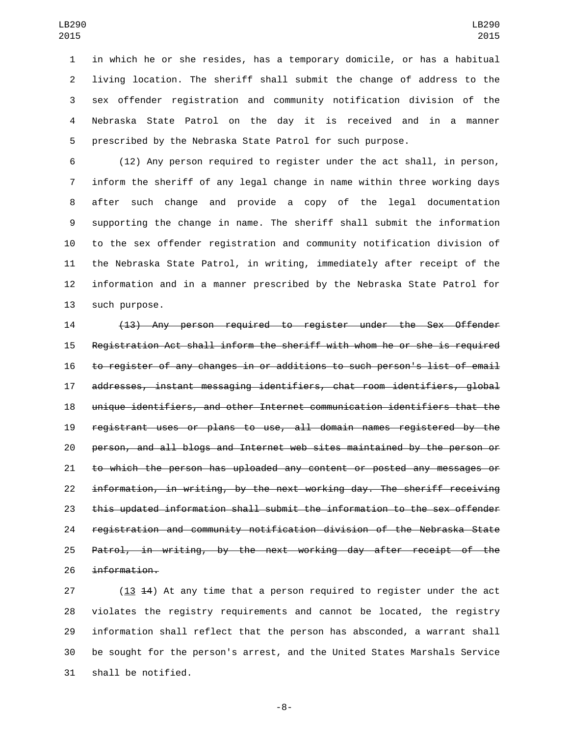in which he or she resides, has a temporary domicile, or has a habitual living location. The sheriff shall submit the change of address to the sex offender registration and community notification division of the Nebraska State Patrol on the day it is received and in a manner prescribed by the Nebraska State Patrol for such purpose.

(12) Any person required to register under the act shall, in person, inform the sheriff of any legal change in name within three working days after such change and provide a copy of the legal documentation supporting the change in name. The sheriff shall submit the information to the sex offender registration and community notification division of the Nebraska State Patrol, in writing, immediately after receipt of the information and in a manner prescribed by the Nebraska State Patrol for such purpose.

~~(13) Any person required to register under the Sex Offender Registration Act shall inform the sheriff with whom he or she is required to register of any changes in or additions to such person's list of email addresses, instant messaging identifiers, chat room identifiers, global unique identifiers, and other Internet communication identifiers that the registrant uses or plans to use, all domain names registered by the person, and all blogs and Internet web sites maintained by the person or to which the person has uploaded any content or posted any messages or information, in writing, by the next working day. The sheriff receiving this updated information shall submit the information to the sex offender registration and community notification division of the Nebraska State Patrol, in writing, by the next working day after receipt of the information.~~

(13 ~~14~~) At any time that a person required to register under the act violates the registry requirements and cannot be located, the registry information shall reflect that the person has absconded, a warrant shall be sought for the person's arrest, and the United States Marshals Service shall be notified.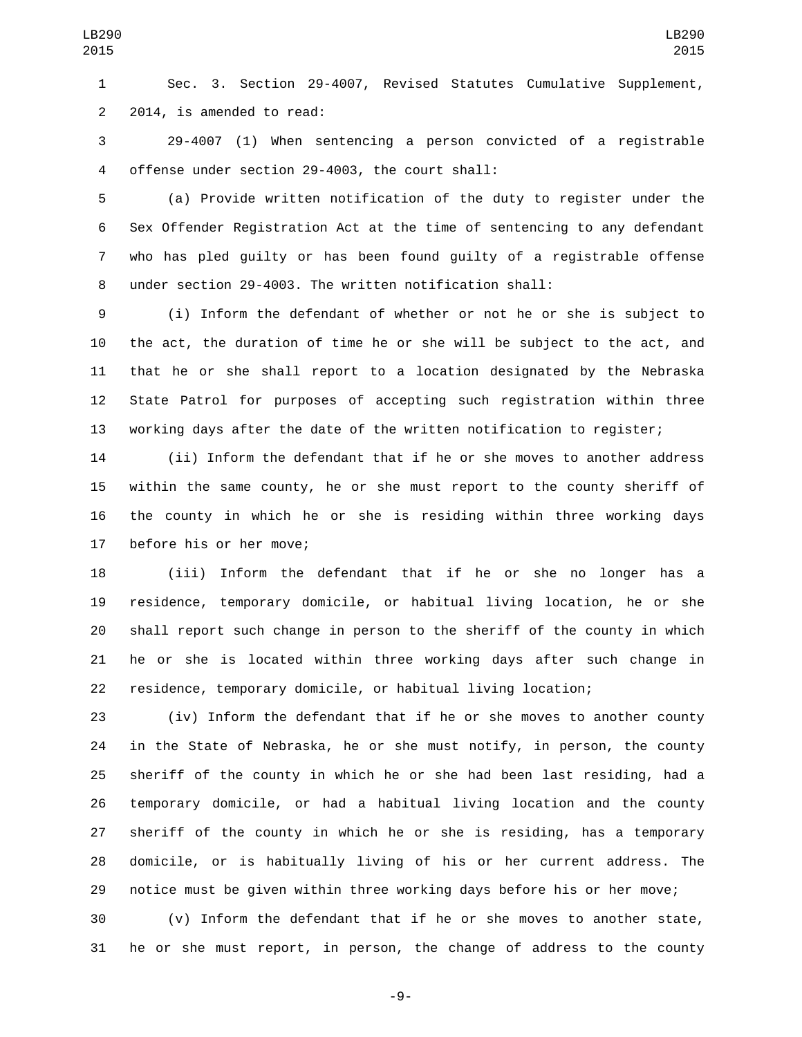Sec. 3. Section 29-4007, Revised Statutes Cumulative Supplement, 2014, is amended to read:

29-4007 (1) When sentencing a person convicted of a registrable offense under section 29-4003, the court shall:

(a) Provide written notification of the duty to register under the Sex Offender Registration Act at the time of sentencing to any defendant who has pled guilty or has been found guilty of a registrable offense under section 29-4003. The written notification shall:

(i) Inform the defendant of whether or not he or she is subject to the act, the duration of time he or she will be subject to the act, and that he or she shall report to a location designated by the Nebraska State Patrol for purposes of accepting such registration within three working days after the date of the written notification to register;

(ii) Inform the defendant that if he or she moves to another address within the same county, he or she must report to the county sheriff of the county in which he or she is residing within three working days before his or her move;

(iii) Inform the defendant that if he or she no longer has a residence, temporary domicile, or habitual living location, he or she shall report such change in person to the sheriff of the county in which he or she is located within three working days after such change in residence, temporary domicile, or habitual living location;

(iv) Inform the defendant that if he or she moves to another county in the State of Nebraska, he or she must notify, in person, the county sheriff of the county in which he or she had been last residing, had a temporary domicile, or had a habitual living location and the county sheriff of the county in which he or she is residing, has a temporary domicile, or is habitually living of his or her current address. The notice must be given within three working days before his or her move;

(v) Inform the defendant that if he or she moves to another state, he or she must report, in person, the change of address to the county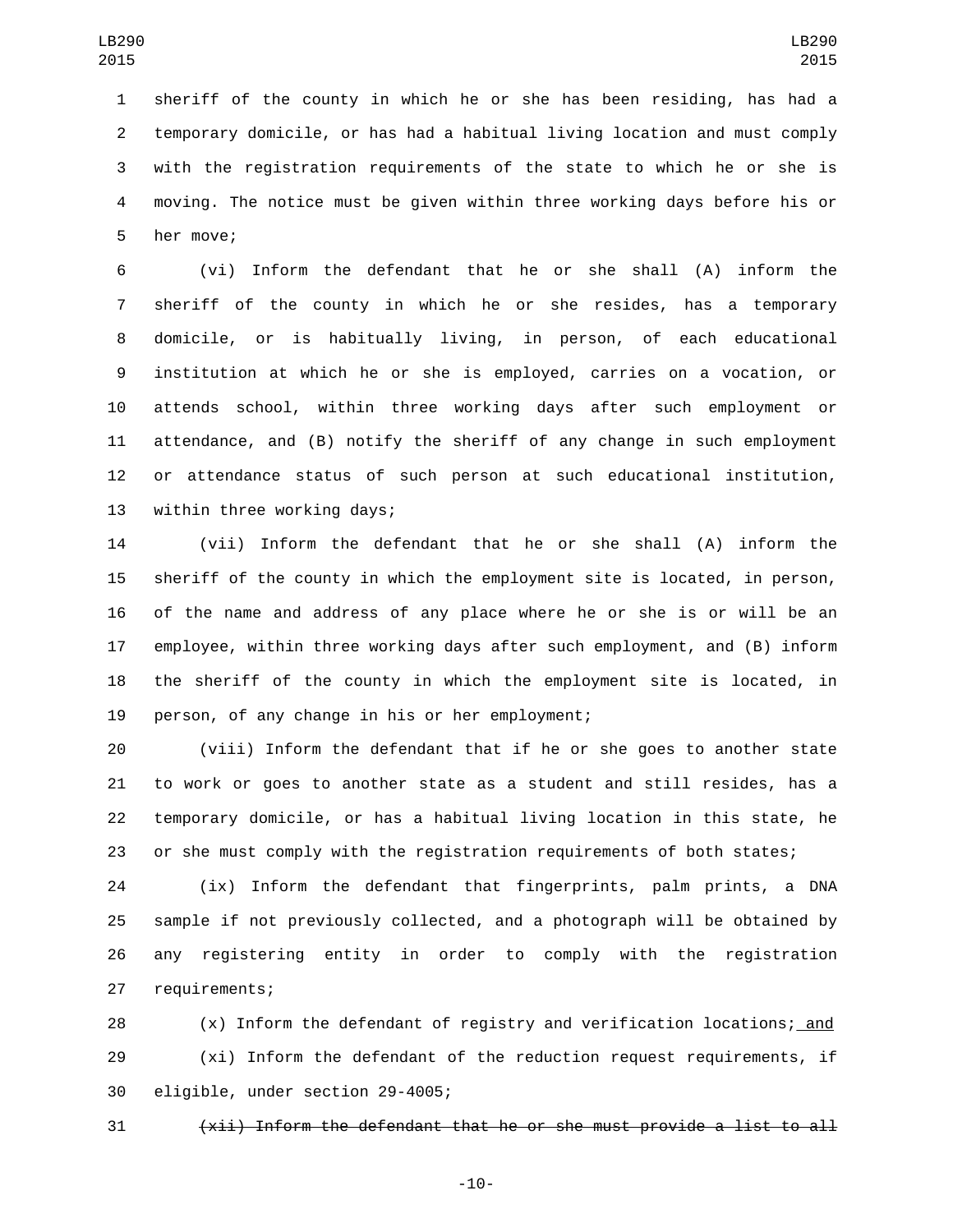sheriff of the county in which he or she has been residing, has had a temporary domicile, or has had a habitual living location and must comply with the registration requirements of the state to which he or she is moving. The notice must be given within three working days before his or her move;

(vi) Inform the defendant that he or she shall (A) inform the sheriff of the county in which he or she resides, has a temporary domicile, or is habitually living, in person, of each educational institution at which he or she is employed, carries on a vocation, or attends school, within three working days after such employment or attendance, and (B) notify the sheriff of any change in such employment or attendance status of such person at such educational institution, within three working days;

(vii) Inform the defendant that he or she shall (A) inform the sheriff of the county in which the employment site is located, in person, of the name and address of any place where he or she is or will be an employee, within three working days after such employment, and (B) inform the sheriff of the county in which the employment site is located, in person, of any change in his or her employment;

(viii) Inform the defendant that if he or she goes to another state to work or goes to another state as a student and still resides, has a temporary domicile, or has a habitual living location in this state, he or she must comply with the registration requirements of both states;

(ix) Inform the defendant that fingerprints, palm prints, a DNA sample if not previously collected, and a photograph will be obtained by any registering entity in order to comply with the registration requirements;

(x) Inform the defendant of registry and verification locations; and

(xi) Inform the defendant of the reduction request requirements, if eligible, under section 29-4005;

~~(xii) Inform the defendant that he or she must provide a list to all~~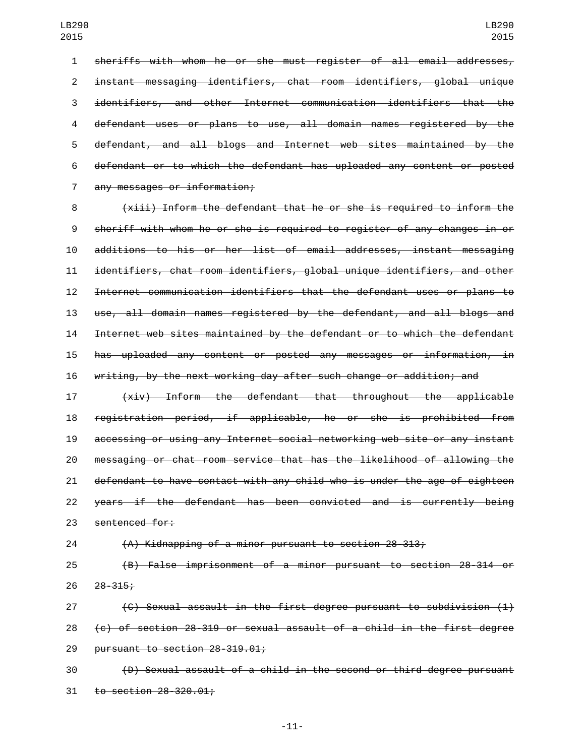~~sheriffs with whom he or she must register of all email addresses, instant messaging identifiers, chat room identifiers, global unique identifiers, and other Internet communication identifiers that the defendant uses or plans to use, all domain names registered by the defendant, and all blogs and Internet web sites maintained by the defendant or to which the defendant has uploaded any content or posted any messages or information;~~

~~(xiii) Inform the defendant that he or she is required to inform the sheriff with whom he or she is required to register of any changes in or additions to his or her list of email addresses, instant messaging identifiers, chat room identifiers, global unique identifiers, and other Internet communication identifiers that the defendant uses or plans to use, all domain names registered by the defendant, and all blogs and Internet web sites maintained by the defendant or to which the defendant has uploaded any content or posted any messages or information, in writing, by the next working day after such change or addition; and~~

~~(xiv) Inform the defendant that throughout the applicable registration period, if applicable, he or she is prohibited from accessing or using any Internet social networking web site or any instant messaging or chat room service that has the likelihood of allowing the defendant to have contact with any child who is under the age of eighteen years if the defendant has been convicted and is currently being sentenced for:~~

~~(A) Kidnapping of a minor pursuant to section 28-313;~~

~~(B) False imprisonment of a minor pursuant to section 28-314 or 28-315;~~

~~(C) Sexual assault in the first degree pursuant to subdivision (1)(c) of section 28-319 or sexual assault of a child in the first degree pursuant to section 28-319.01;~~

~~(D) Sexual assault of a child in the second or third degree pursuant to section 28-320.01;~~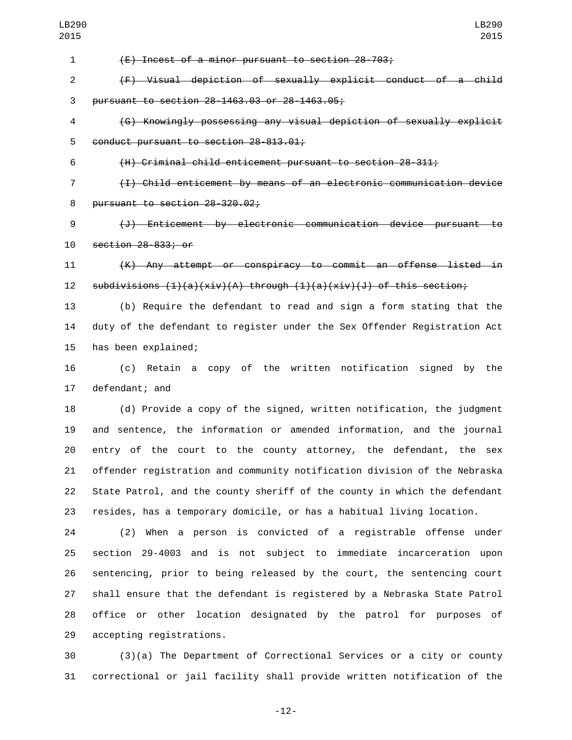~~(E) Incest of a minor pursuant to section 28-703;~~

~~(F) Visual depiction of sexually explicit conduct of a child pursuant to section 28-1463.03 or 28-1463.05;~~

~~(G) Knowingly possessing any visual depiction of sexually explicit conduct pursuant to section 28-813.01;~~

~~(H) Criminal child enticement pursuant to section 28-311;~~

~~(I) Child enticement by means of an electronic communication device pursuant to section 28-320.02;~~

~~(J) Enticement by electronic communication device pursuant to section 28-833; or~~

~~(K) Any attempt or conspiracy to commit an offense listed in subdivisions (1)(a)(xiv)(A) through (1)(a)(xiv)(J) of this section;~~

(b) Require the defendant to read and sign a form stating that the duty of the defendant to register under the Sex Offender Registration Act has been explained;

(c) Retain a copy of the written notification signed by the defendant; and

(d) Provide a copy of the signed, written notification, the judgment and sentence, the information or amended information, and the journal entry of the court to the county attorney, the defendant, the sex offender registration and community notification division of the Nebraska State Patrol, and the county sheriff of the county in which the defendant resides, has a temporary domicile, or has a habitual living location.

(2) When a person is convicted of a registrable offense under section 29-4003 and is not subject to immediate incarceration upon sentencing, prior to being released by the court, the sentencing court shall ensure that the defendant is registered by a Nebraska State Patrol office or other location designated by the patrol for purposes of accepting registrations.

(3)(a) The Department of Correctional Services or a city or county correctional or jail facility shall provide written notification of the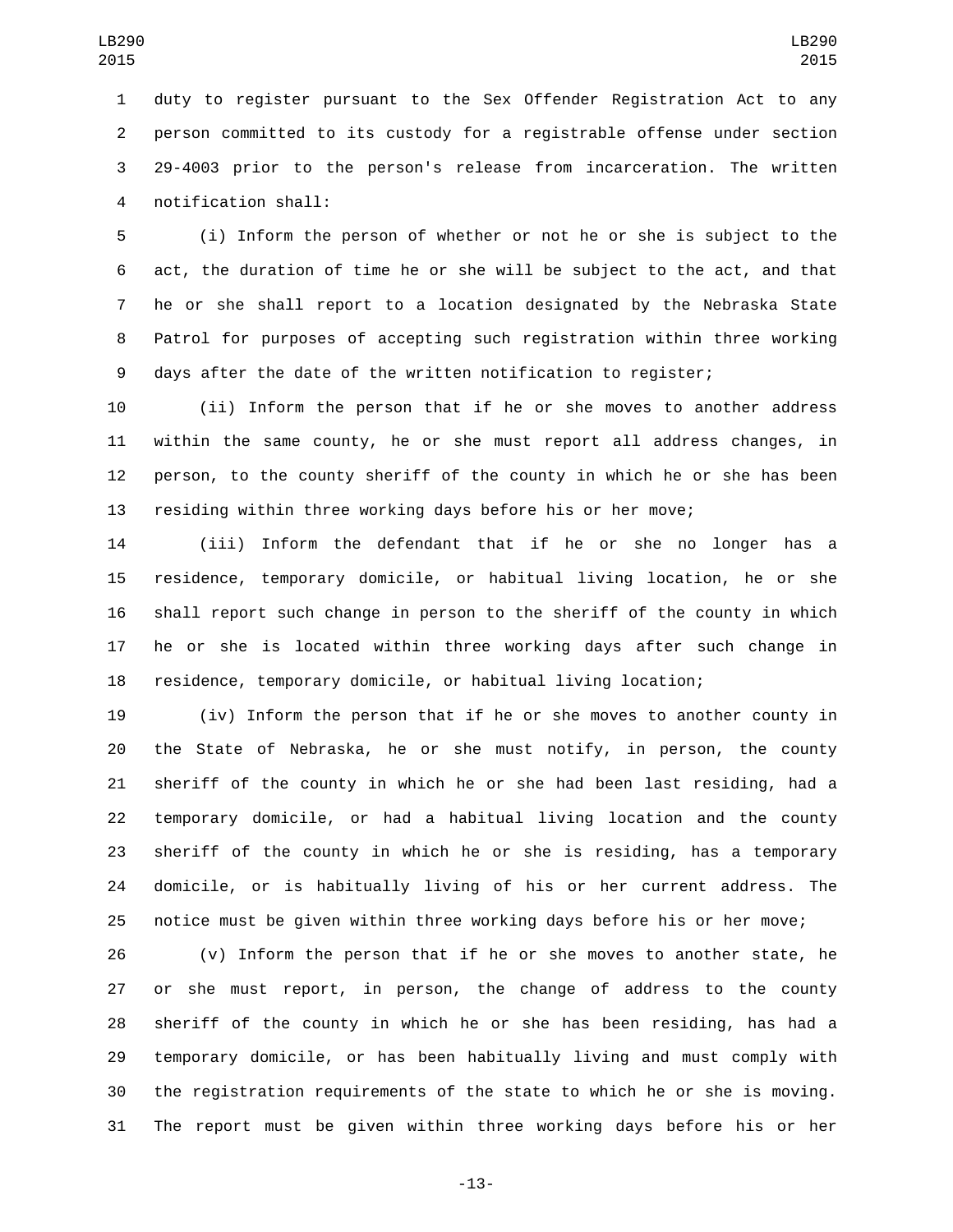duty to register pursuant to the Sex Offender Registration Act to any person committed to its custody for a registrable offense under section 29-4003 prior to the person's release from incarceration. The written notification shall:

(i) Inform the person of whether or not he or she is subject to the act, the duration of time he or she will be subject to the act, and that he or she shall report to a location designated by the Nebraska State Patrol for purposes of accepting such registration within three working days after the date of the written notification to register;

(ii) Inform the person that if he or she moves to another address within the same county, he or she must report all address changes, in person, to the county sheriff of the county in which he or she has been residing within three working days before his or her move;

(iii) Inform the defendant that if he or she no longer has a residence, temporary domicile, or habitual living location, he or she shall report such change in person to the sheriff of the county in which he or she is located within three working days after such change in residence, temporary domicile, or habitual living location;

(iv) Inform the person that if he or she moves to another county in the State of Nebraska, he or she must notify, in person, the county sheriff of the county in which he or she had been last residing, had a temporary domicile, or had a habitual living location and the county sheriff of the county in which he or she is residing, has a temporary domicile, or is habitually living of his or her current address. The notice must be given within three working days before his or her move;

(v) Inform the person that if he or she moves to another state, he or she must report, in person, the change of address to the county sheriff of the county in which he or she has been residing, has had a temporary domicile, or has been habitually living and must comply with the registration requirements of the state to which he or she is moving. The report must be given within three working days before his or her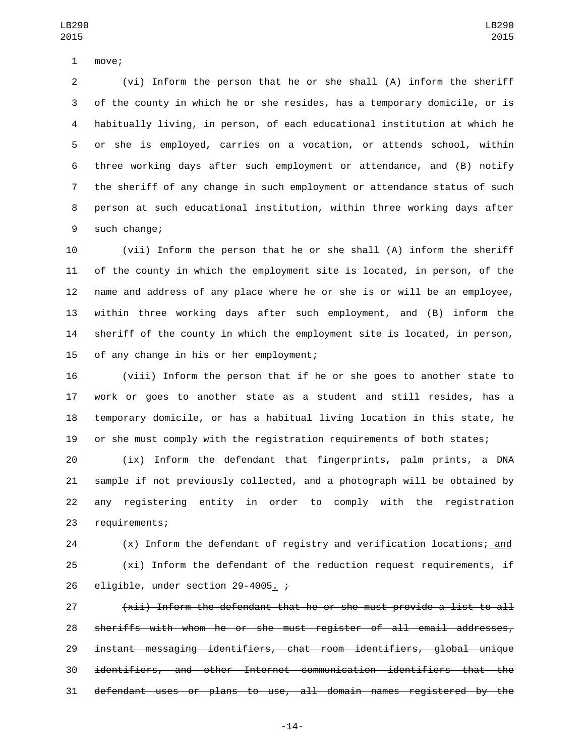move;

(vi) Inform the person that he or she shall (A) inform the sheriff of the county in which he or she resides, has a temporary domicile, or is habitually living, in person, of each educational institution at which he or she is employed, carries on a vocation, or attends school, within three working days after such employment or attendance, and (B) notify the sheriff of any change in such employment or attendance status of such person at such educational institution, within three working days after such change;

(vii) Inform the person that he or she shall (A) inform the sheriff of the county in which the employment site is located, in person, of the name and address of any place where he or she is or will be an employee, within three working days after such employment, and (B) inform the sheriff of the county in which the employment site is located, in person, of any change in his or her employment;

(viii) Inform the person that if he or she goes to another state to work or goes to another state as a student and still resides, has a temporary domicile, or has a habitual living location in this state, he or she must comply with the registration requirements of both states;

(ix) Inform the defendant that fingerprints, palm prints, a DNA sample if not previously collected, and a photograph will be obtained by any registering entity in order to comply with the registration requirements;

(x) Inform the defendant of registry and verification locations; and

(xi) Inform the defendant of the reduction request requirements, if eligible, under section 29-4005. ~~;~~

~~(xii) Inform the defendant that he or she must provide a list to all sheriffs with whom he or she must register of all email addresses, instant messaging identifiers, chat room identifiers, global unique identifiers, and other Internet communication identifiers that the defendant uses or plans to use, all domain names registered by the~~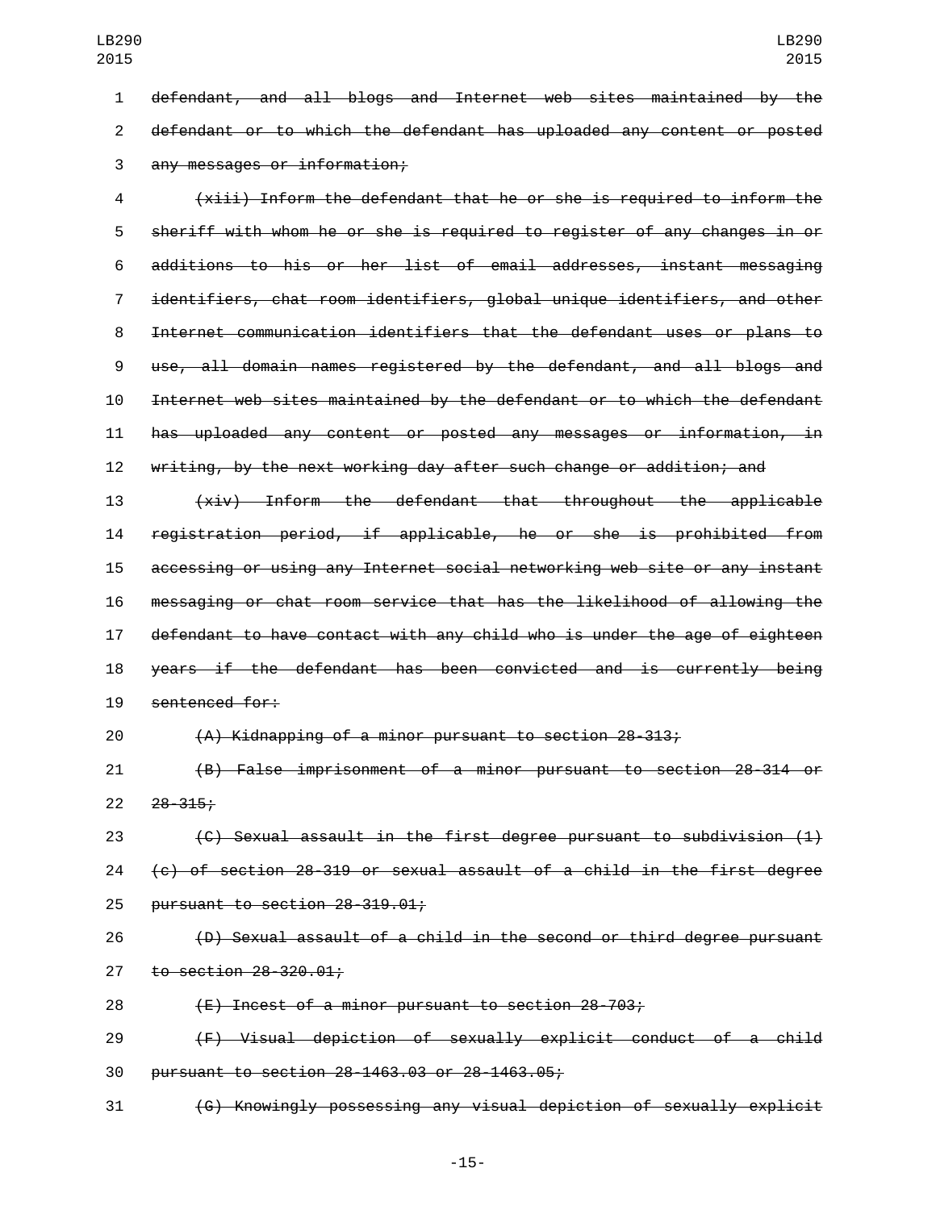~~defendant, and all blogs and Internet web sites maintained by the defendant or to which the defendant has uploaded any content or posted any messages or information;~~

~~(xiii) Inform the defendant that he or she is required to inform the sheriff with whom he or she is required to register of any changes in or additions to his or her list of email addresses, instant messaging identifiers, chat room identifiers, global unique identifiers, and other Internet communication identifiers that the defendant uses or plans to use, all domain names registered by the defendant, and all blogs and Internet web sites maintained by the defendant or to which the defendant has uploaded any content or posted any messages or information, in writing, by the next working day after such change or addition; and~~

~~(xiv) Inform the defendant that throughout the applicable registration period, if applicable, he or she is prohibited from accessing or using any Internet social networking web site or any instant messaging or chat room service that has the likelihood of allowing the defendant to have contact with any child who is under the age of eighteen years if the defendant has been convicted and is currently being sentenced for:~~

~~(A) Kidnapping of a minor pursuant to section 28-313;~~

~~(B) False imprisonment of a minor pursuant to section 28-314 or 28-315;~~

~~(C) Sexual assault in the first degree pursuant to subdivision (1)(c) of section 28-319 or sexual assault of a child in the first degree pursuant to section 28-319.01;~~

~~(D) Sexual assault of a child in the second or third degree pursuant to section 28-320.01;~~

~~(E) Incest of a minor pursuant to section 28-703;~~

~~(F) Visual depiction of sexually explicit conduct of a child pursuant to section 28-1463.03 or 28-1463.05;~~

~~(G) Knowingly possessing any visual depiction of sexually explicit~~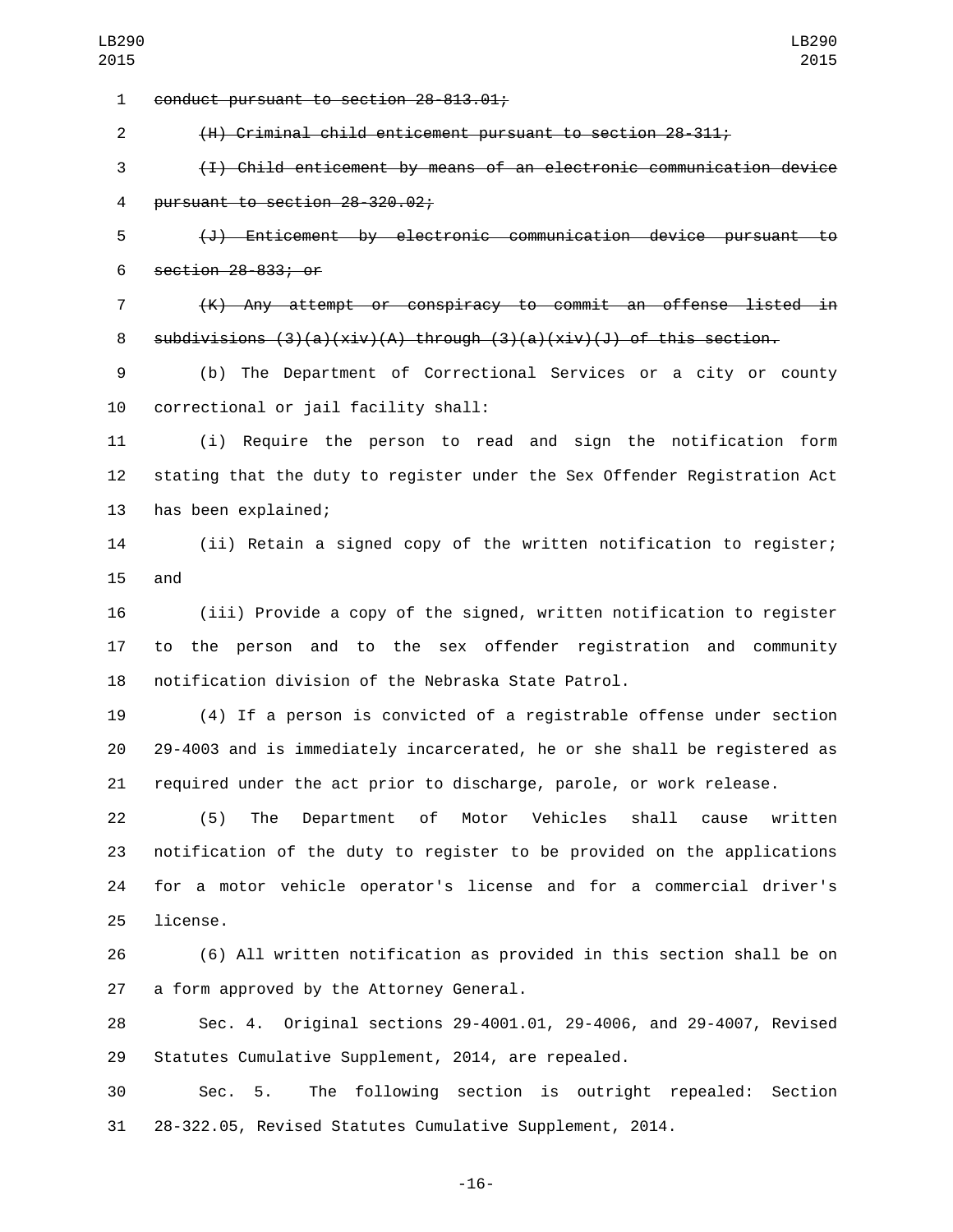~~conduct pursuant to section 28-813.01;~~

~~(H) Criminal child enticement pursuant to section 28-311;~~

~~(I) Child enticement by means of an electronic communication device pursuant to section 28-320.02;~~

~~(J) Enticement by electronic communication device pursuant to section 28-833; or~~

~~(K) Any attempt or conspiracy to commit an offense listed in subdivisions (3)(a)(xiv)(A) through (3)(a)(xiv)(J) of this section.~~

(b) The Department of Correctional Services or a city or county correctional or jail facility shall:

(i) Require the person to read and sign the notification form stating that the duty to register under the Sex Offender Registration Act has been explained;

(ii) Retain a signed copy of the written notification to register; and

(iii) Provide a copy of the signed, written notification to register to the person and to the sex offender registration and community notification division of the Nebraska State Patrol.

(4) If a person is convicted of a registrable offense under section 29-4003 and is immediately incarcerated, he or she shall be registered as required under the act prior to discharge, parole, or work release.

(5) The Department of Motor Vehicles shall cause written notification of the duty to register to be provided on the applications for a motor vehicle operator's license and for a commercial driver's license.

(6) All written notification as provided in this section shall be on a form approved by the Attorney General.

Sec. 4. Original sections 29-4001.01, 29-4006, and 29-4007, Revised Statutes Cumulative Supplement, 2014, are repealed.

Sec. 5. The following section is outright repealed: Section 28-322.05, Revised Statutes Cumulative Supplement, 2014.